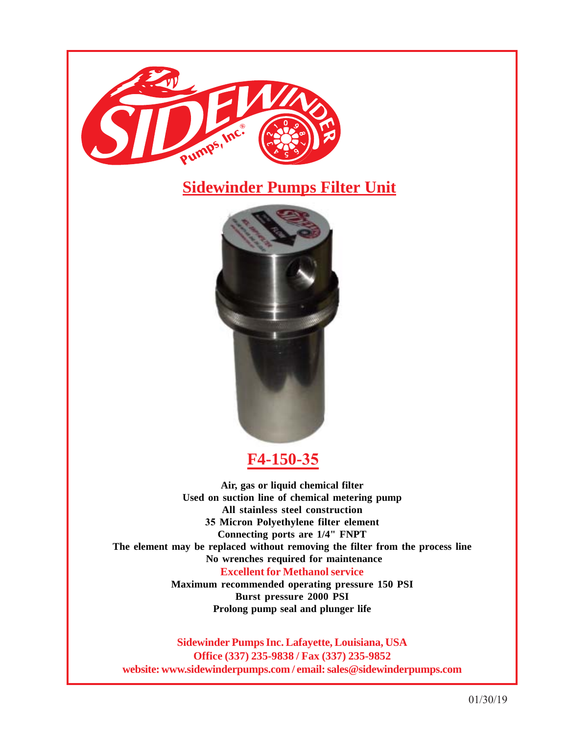# Sidewinder Pumps Filter Unit

## F4-150-35

**Air, gas or liquid chemical filter**
**Used on suction line of chemical metering pump**
**All stainless steel construction**
**35 Micron Polyethylene filter element**
**Connecting ports are 1/4" FNPT**
**The element may be replaced without removing the filter from the process line**
**No wrenches required for maintenance**
**Excellent for Methanol service**
**Maximum recommended operating pressure 150 PSI**
**Burst pressure 2000 PSI**
**Prolong pump seal and plunger life**

**Sidewinder Pumps Inc. Lafayette, Louisiana, USA**
**Office (337) 235-9838 / Fax (337) 235-9852**
**website: www.sidewinderpumps.com / email: sales@sidewinderpumps.com**

01/30/19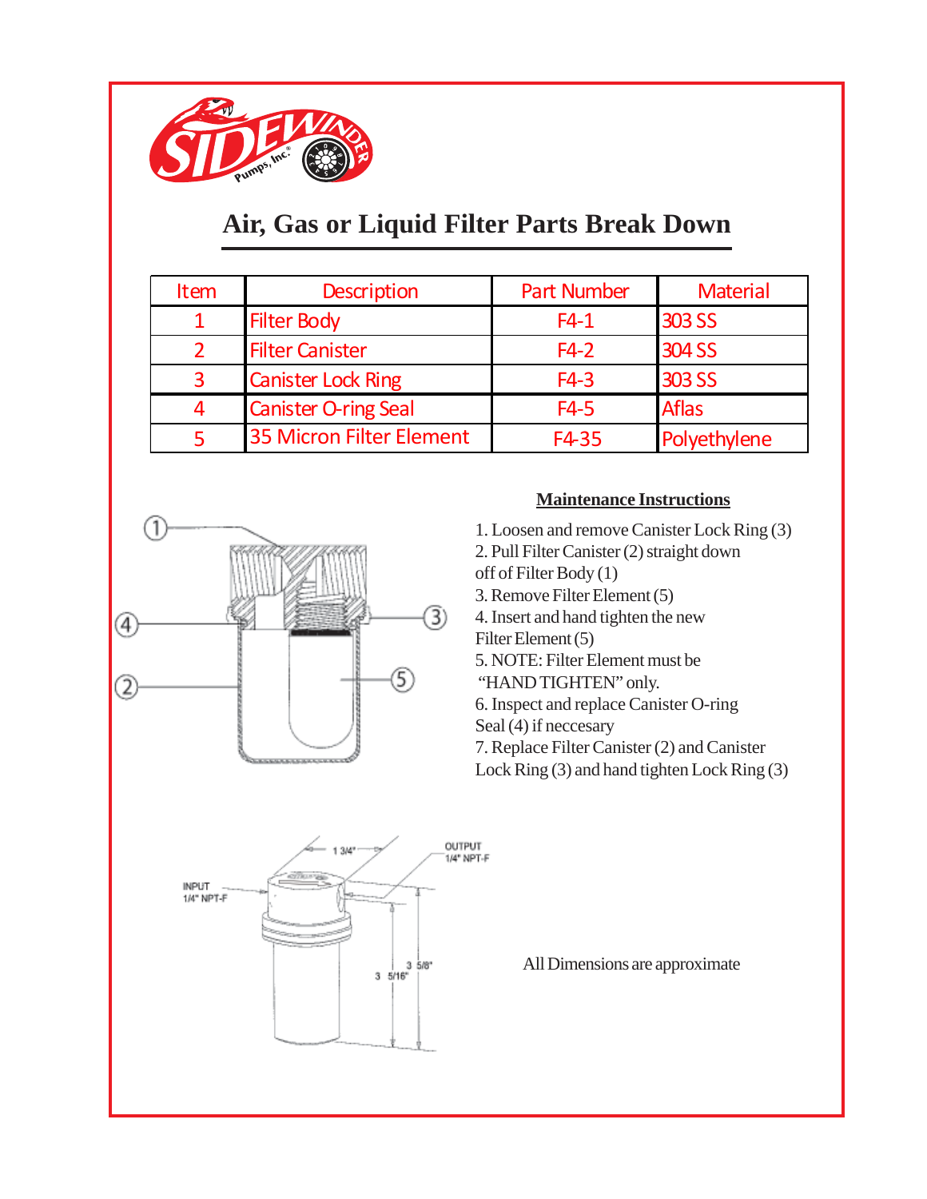# Air, Gas or Liquid Filter Parts Break Down

| Item | Description | Part Number | Material |
|---|---|---|---|
| 1 | Filter Body | F4-1 | 303 SS |
| 2 | Filter Canister | F4-2 | 304 SS |
| 3 | Canister Lock Ring | F4-3 | 303 SS |
| 4 | Canister O-ring Seal | F4-5 | Aflas |
| 5 | 35 Micron Filter Element | F4-35 | Polyethylene |

1
4
2
3
5

**Maintenance Instructions**

1. Loosen and remove Canister Lock Ring (3)
2. Pull Filter Canister (2) straight down off of Filter Body (1)
3. Remove Filter Element (5)
4. Insert and hand tighten the new Filter Element (5)
5. NOTE: Filter Element must be "HAND TIGHTEN" only.
6. Inspect and replace Canister O-ring Seal (4) if neccesary
7. Replace Filter Canister (2) and Canister Lock Ring (3) and hand tighten Lock Ring (3)

1 3/4"
OUTPUT
1/4" NPT-F
INPUT
1/4" NPT-F
3 5/8"
3 5/16"

All Dimensions are approximate